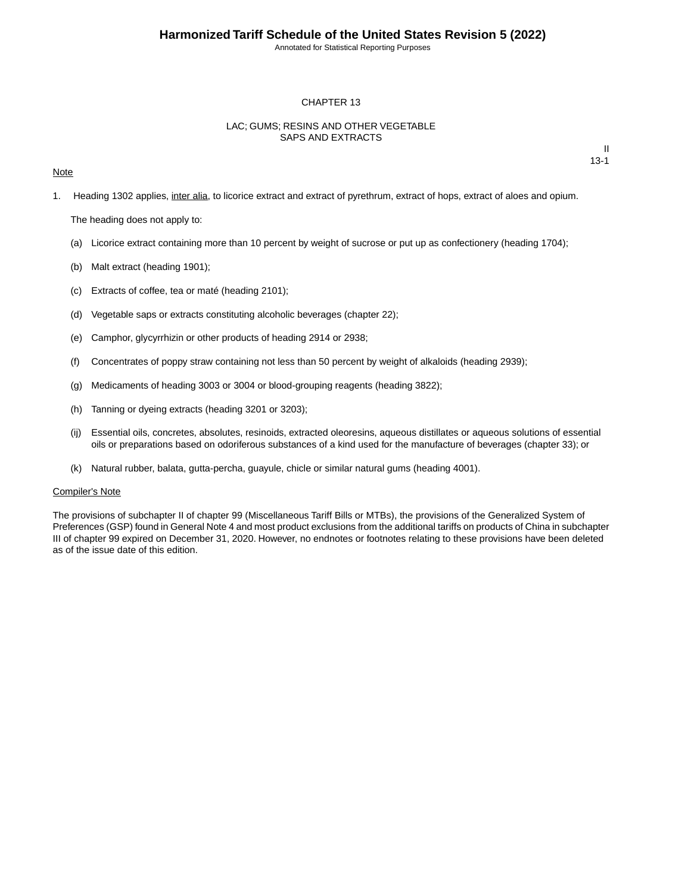# CHAPTER 13

## LAC; GUMS; RESINS AND OTHER VEGETABLE SAPS AND EXTRACTS

II
13-1

Note

1. Heading 1302 applies, inter alia, to licorice extract and extract of pyrethrum, extract of hops, extract of aloes and opium.

   The heading does not apply to:

   (a) Licorice extract containing more than 10 percent by weight of sucrose or put up as confectionery (heading 1704);

   (b) Malt extract (heading 1901);

   (c) Extracts of coffee, tea or maté (heading 2101);

   (d) Vegetable saps or extracts constituting alcoholic beverages (chapter 22);

   (e) Camphor, glycyrrhizin or other products of heading 2914 or 2938;

   (f) Concentrates of poppy straw containing not less than 50 percent by weight of alkaloids (heading 2939);

   (g) Medicaments of heading 3003 or 3004 or blood-grouping reagents (heading 3822);

   (h) Tanning or dyeing extracts (heading 3201 or 3203);

   (ij) Essential oils, concretes, absolutes, resinoids, extracted oleoresins, aqueous distillates or aqueous solutions of essential oils or preparations based on odoriferous substances of a kind used for the manufacture of beverages (chapter 33); or

   (k) Natural rubber, balata, gutta-percha, guayule, chicle or similar natural gums (heading 4001).

Compiler's Note

The provisions of subchapter II of chapter 99 (Miscellaneous Tariff Bills or MTBs), the provisions of the Generalized System of Preferences (GSP) found in General Note 4 and most product exclusions from the additional tariffs on products of China in subchapter III of chapter 99 expired on December 31, 2020. However, no endnotes or footnotes relating to these provisions have been deleted as of the issue date of this edition.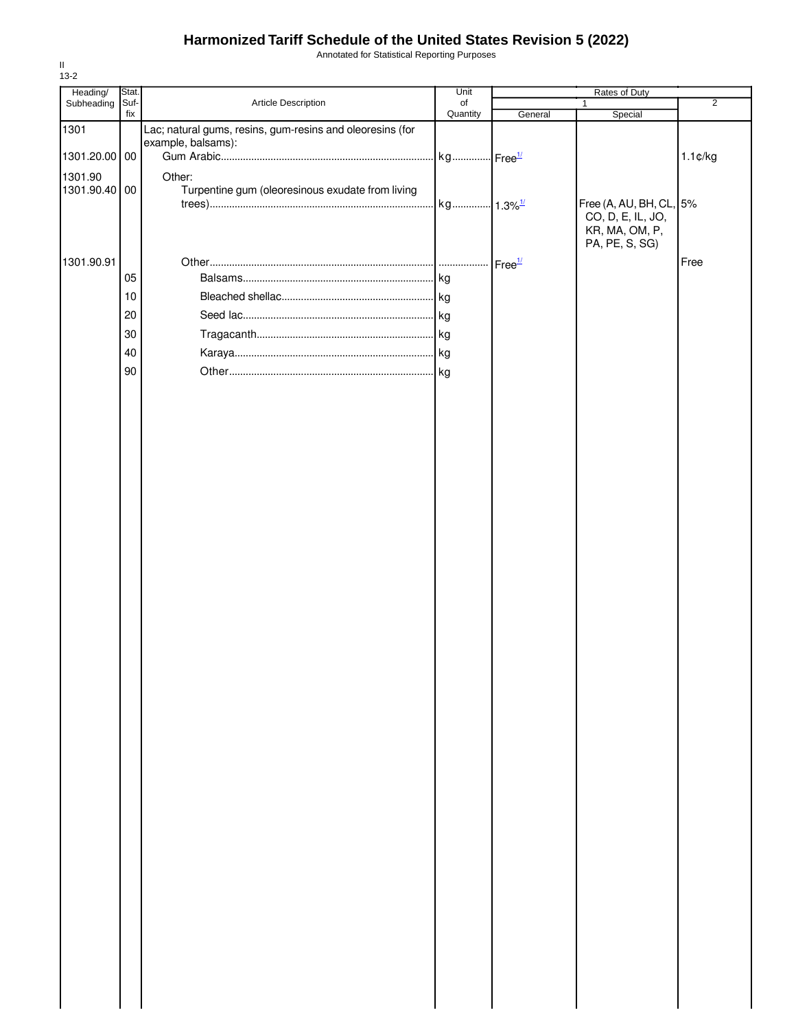# Harmonized Tariff Schedule of the United States Revision 5 (2022)

Annotated for Statistical Reporting Purposes

II
13-2

| Heading/ Subheading | Stat. Suf-fix | Article Description | Unit of Quantity | Rates of Duty 1 General | Rates of Duty 1 Special | Rates of Duty 2 |
|---|---|---|---|---|---|---|
| 1301 | | Lac; natural gums, resins, gum-resins and oleoresins (for example, balsams): | | | | |
| 1301.20.00 | 00 | Gum Arabic | kg | Free[1/] | | 1.1¢/kg |
| 1301.90 | | Other: | | | | |
| 1301.90.40 | 00 | Turpentine gum (oleoresinous exudate from living trees) | kg | 1.3%[1/] | Free (A, AU, BH, CL, CO, D, E, IL, JO, KR, MA, OM, P, PA, PE, S, SG) | 5% |
| 1301.90.91 | | Other | | Free[1/] | | Free |
| | 05 | Balsams | kg | | | |
| | 10 | Bleached shellac | kg | | | |
| | 20 | Seed lac | kg | | | |
| | 30 | Tragacanth | kg | | | |
| | 40 | Karaya | kg | | | |
| | 90 | Other | kg | | | |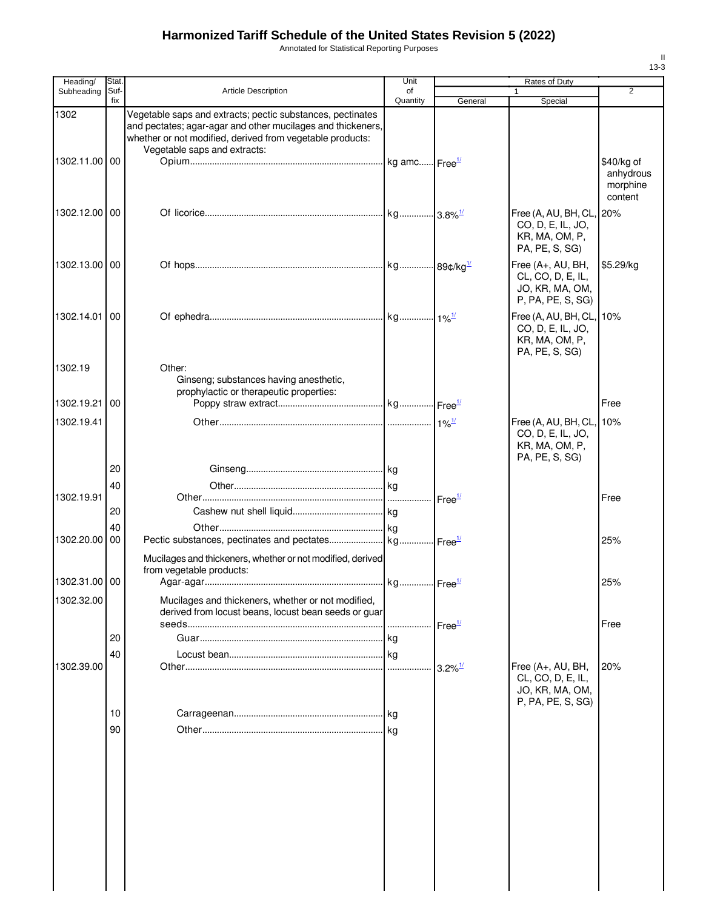# Harmonized Tariff Schedule of the United States Revision 5 (2022)

Annotated for Statistical Reporting Purposes

II
13-3

| Heading/ Subheading | Stat. Suf- fix | Article Description | Unit of Quantity | Rates of Duty 1 General | Rates of Duty 1 Special | Rates of Duty 2 |
|---|---|---|---|---|---|---|
| 1302 | | Vegetable saps and extracts; pectic substances, pectinates and pectates; agar-agar and other mucilages and thickeners, whether or not modified, derived from vegetable products: | | | | |
| | | Vegetable saps and extracts: | | | | |
| 1302.11.00 | 00 | Opium | kg amc | Free[1/] | | $40/kg of anhydrous morphine content |
| 1302.12.00 | 00 | Of licorice | kg | 3.8%[1/] | Free (A, AU, BH, CL, CO, D, E, IL, JO, KR, MA, OM, P, PA, PE, S, SG) | 20% |
| 1302.13.00 | 00 | Of hops | kg | 89¢/kg[1/] | Free (A+, AU, BH, CL, CO, D, E, IL, JO, KR, MA, OM, P, PA, PE, S, SG) | $5.29/kg |
| 1302.14.01 | 00 | Of ephedra | kg | 1%[1/] | Free (A, AU, BH, CL, CO, D, E, IL, JO, KR, MA, OM, P, PA, PE, S, SG) | 10% |
| 1302.19 | | Other: | | | | |
| | | Ginseng; substances having anesthetic, prophylactic or therapeutic properties: | | | | |
| 1302.19.21 | 00 | Poppy straw extract | kg | Free[1/] | | Free |
| 1302.19.41 | | Other | | 1%[1/] | Free (A, AU, BH, CL, CO, D, E, IL, JO, KR, MA, OM, P, PA, PE, S, SG) | 10% |
| | 20 | Ginseng | kg | | | |
| | 40 | Other | kg | | | |
| 1302.19.91 | | Other | | Free[1/] | | Free |
| | 20 | Cashew nut shell liquid | kg | | | |
| | 40 | Other | kg | | | |
| 1302.20.00 | 00 | Pectic substances, pectinates and pectates | kg | Free[1/] | | 25% |
| | | Mucilages and thickeners, whether or not modified, derived from vegetable products: | | | | |
| 1302.31.00 | 00 | Agar-agar | kg | Free[1/] | | 25% |
| 1302.32.00 | | Mucilages and thickeners, whether or not modified, derived from locust beans, locust bean seeds or guar seeds | | Free[1/] | | Free |
| | 20 | Guar | kg | | | |
| | 40 | Locust bean | kg | | | |
| 1302.39.00 | | Other | | 3.2%[1/] | Free (A+, AU, BH, CL, CO, D, E, IL, JO, KR, MA, OM, P, PA, PE, S, SG) | 20% |
| | 10 | Carrageenan | kg | | | |
| | 90 | Other | kg | | | |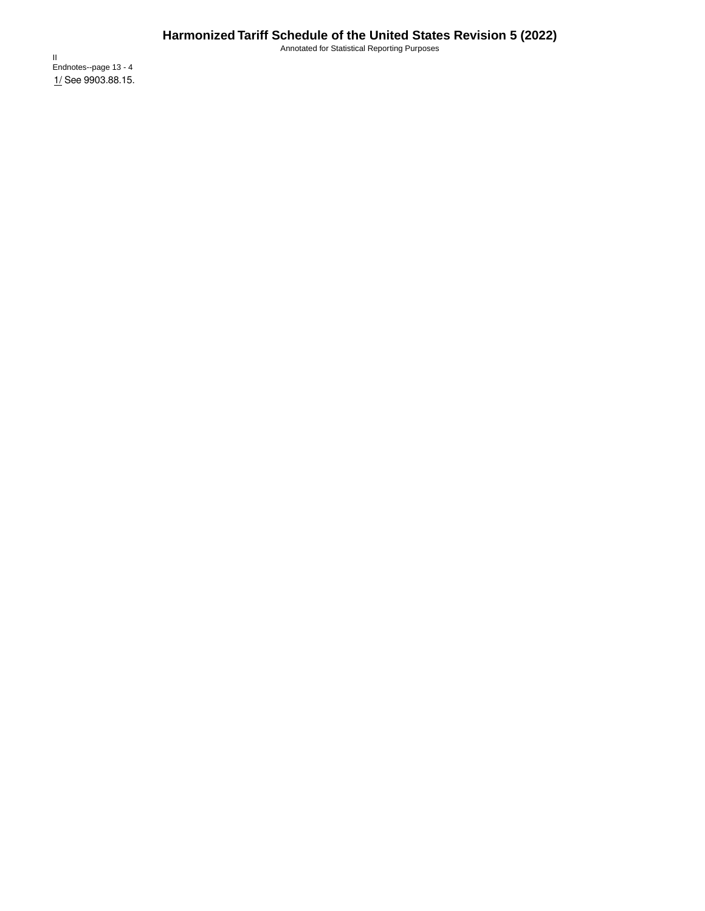1/ See 9903.88.15.